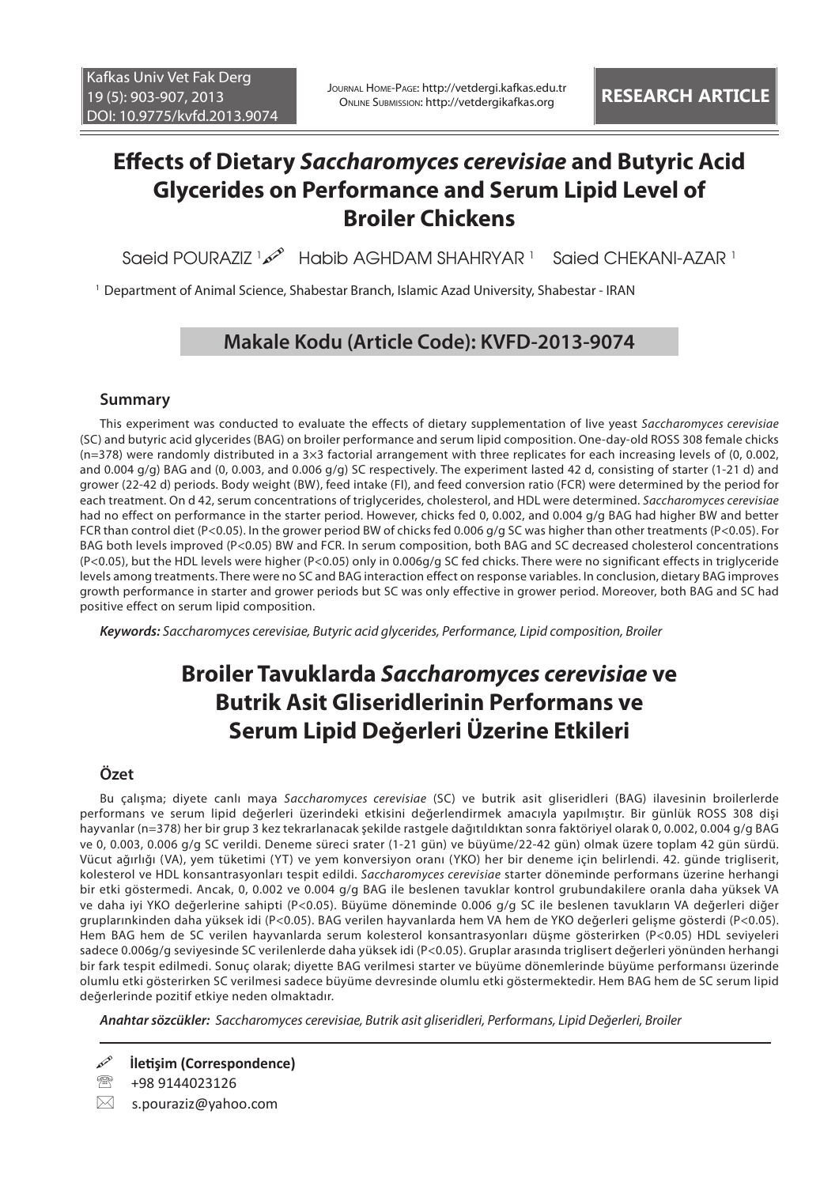Kafkas Univ Vet Fak Derg
19 (5): 903-907, 2013
DOI: 10.9775/kvfd.2013.9074

Journal Home-Page: http://vetdergi.kafkas.edu.tr
Online Submission: http://vetdergikafkas.org

**RESEARCH ARTICLE**

# Effects of Dietary *Saccharomyces cerevisiae* and Butyric Acid Glycerides on Performance and Serum Lipid Level of Broiler Chickens

Saeid POURAZIZ [1] Habib AGHDAM SHAHRYAR [1] Saied CHEKANI-AZAR [1]

[1] Department of Animal Science, Shabestar Branch, Islamic Azad University, Shabestar - IRAN

## Makale Kodu (Article Code): KVFD-2013-9074

### Summary

This experiment was conducted to evaluate the effects of dietary supplementation of live yeast *Saccharomyces cerevisiae* (SC) and butyric acid glycerides (BAG) on broiler performance and serum lipid composition. One-day-old ROSS 308 female chicks (n=378) were randomly distributed in a 3×3 factorial arrangement with three replicates for each increasing levels of (0, 0.002, and 0.004 g/g) BAG and (0, 0.003, and 0.006 g/g) SC respectively. The experiment lasted 42 d, consisting of starter (1-21 d) and grower (22-42 d) periods. Body weight (BW), feed intake (FI), and feed conversion ratio (FCR) were determined by the period for each treatment. On d 42, serum concentrations of triglycerides, cholesterol, and HDL were determined. *Saccharomyces cerevisiae* had no effect on performance in the starter period. However, chicks fed 0, 0.002, and 0.004 g/g BAG had higher BW and better FCR than control diet (P<0.05). In the grower period BW of chicks fed 0.006 g/g SC was higher than other treatments (P<0.05). For BAG both levels improved (P<0.05) BW and FCR. In serum composition, both BAG and SC decreased cholesterol concentrations (P<0.05), but the HDL levels were higher (P<0.05) only in 0.006g/g SC fed chicks. There were no significant effects in triglyceride levels among treatments. There were no SC and BAG interaction effect on response variables. In conclusion, dietary BAG improves growth performance in starter and grower periods but SC was only effective in grower period. Moreover, both BAG and SC had positive effect on serum lipid composition.

***Keywords:*** *Saccharomyces cerevisiae, Butyric acid glycerides, Performance, Lipid composition, Broiler*

# Broiler Tavuklarda *Saccharomyces cerevisiae* ve Butrik Asit Gliseridlerinin Performans ve Serum Lipid Değerleri Üzerine Etkileri

### Özet

Bu çalışma; diyete canlı maya *Saccharomyces cerevisiae* (SC) ve butrik asit gliseridleri (BAG) ilavesinin broilerlerde performans ve serum lipid değerleri üzerindeki etkisini değerlendirmek amacıyla yapılmıştır. Bir günlük ROSS 308 dişi hayvanlar (n=378) her bir grup 3 kez tekrarlanacak şekilde rastgele dağıtıldıktan sonra faktöriyel olarak 0, 0.002, 0.004 g/g BAG ve 0, 0.003, 0.006 g/g SC verildi. Deneme süreci srater (1-21 gün) ve büyüme/22-42 gün) olmak üzere toplam 42 gün sürdü. Vücut ağırlığı (VA), yem tüketimi (YT) ve yem konversiyon oranı (YKO) her bir deneme için belirlendi. 42. günde trigliserit, kolesterol ve HDL konsantrasyonları tespit edildi. *Saccharomyces cerevisiae* starter döneminde performans üzerine herhangi bir etki göstermedi. Ancak, 0, 0.002 ve 0.004 g/g BAG ile beslenen tavuklar kontrol grubundakilere oranla daha yüksek VA ve daha iyi YKO değerlerine sahipti (P<0.05). Büyüme döneminde 0.006 g/g SC ile beslenen tavukların VA değerleri diğer grupların­kinden daha yüksek idi (P<0.05). BAG verilen hayvanlarda hem VA hem de YKO değerleri gelişme gösterdi (P<0.05). Hem BAG hem de SC verilen hayvanlarda serum kolesterol konsantrasyonları düşme gösterirken (P<0.05) HDL seviyeleri sadece 0.006g/g seviyesinde SC verilenlerde daha yüksek idi (P<0.05). Gruplar arasında triglisert değerleri yönünden herhangi bir fark tespit edilmedi. Sonuç olarak; diyette BAG verilmesi starter ve büyüme dönemlerinde büyüme performansı üzerinde olumlu etki gösterirken SC verilmesi sadece büyüme devresinde olumlu etki göstermektedir. Hem BAG hem de SC serum lipid değerlerinde pozitif etkiye neden olmaktadır.

***Anahtar sözcükler:*** *Saccharomyces cerevisiae, Butrik asit gliseridleri, Performans, Lipid Değerleri, Broiler*

**İletişim (Correspondence)**

+98 9144023126

s.pouraziz@yahoo.com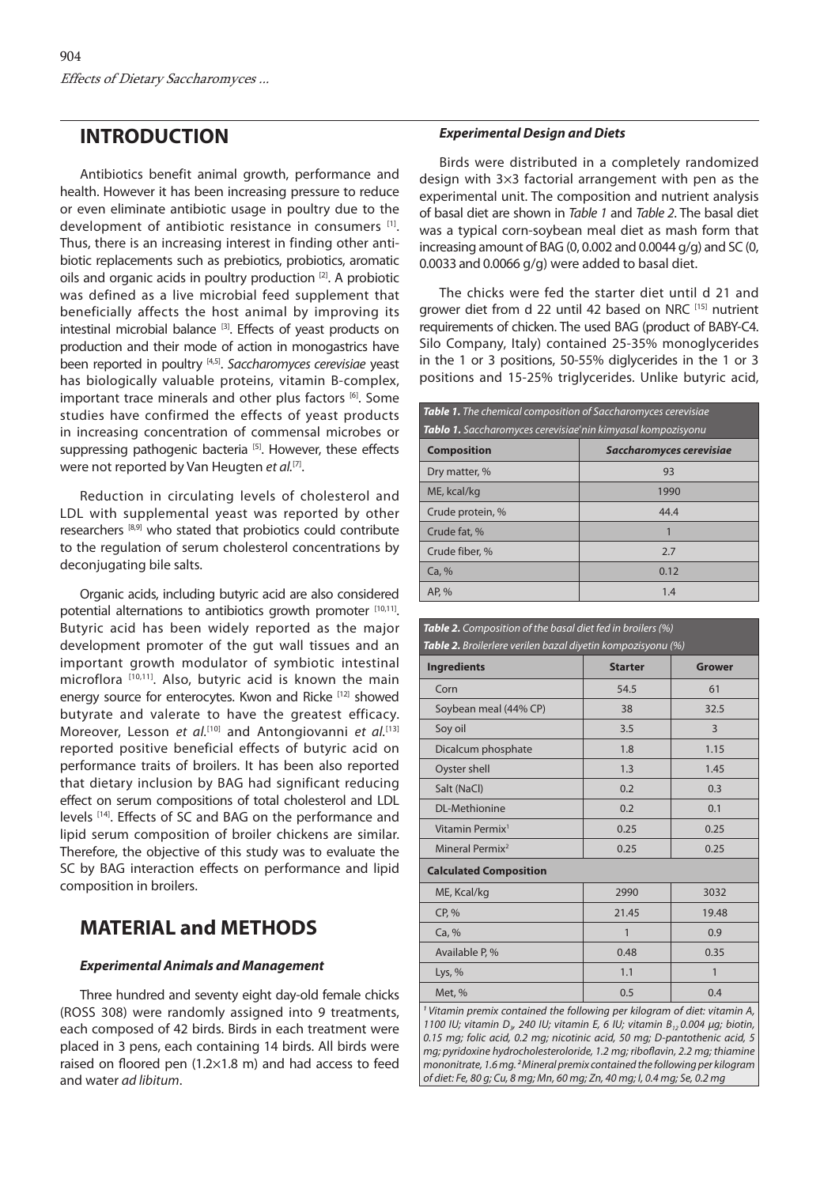## INTRODUCTION

Antibiotics benefit animal growth, performance and health. However it has been increasing pressure to reduce or even eliminate antibiotic usage in poultry due to the development of antibiotic resistance in consumers [1]. Thus, there is an increasing interest in finding other antibiotic replacements such as prebiotics, probiotics, aromatic oils and organic acids in poultry production [2]. A probiotic was defined as a live microbial feed supplement that beneficially affects the host animal by improving its intestinal microbial balance [3]. Effects of yeast products on production and their mode of action in monogastrics have been reported in poultry [4,5]. *Saccharomyces cerevisiae* yeast has biologically valuable proteins, vitamin B-complex, important trace minerals and other plus factors [6]. Some studies have confirmed the effects of yeast products in increasing concentration of commensal microbes or suppressing pathogenic bacteria [5]. However, these effects were not reported by Van Heugten *et al.*[7].

Reduction in circulating levels of cholesterol and LDL with supplemental yeast was reported by other researchers [8,9] who stated that probiotics could contribute to the regulation of serum cholesterol concentrations by deconjugating bile salts.

Organic acids, including butyric acid are also considered potential alternations to antibiotics growth promoter [10,11]. Butyric acid has been widely reported as the major development promoter of the gut wall tissues and an important growth modulator of symbiotic intestinal microflora [10,11]. Also, butyric acid is known the main energy source for enterocytes. Kwon and Ricke [12] showed butyrate and valerate to have the greatest efficacy. Moreover, Lesson *et al.*[10] and Antongiovanni *et al.*[13] reported positive beneficial effects of butyric acid on performance traits of broilers. It has been also reported that dietary inclusion by BAG had significant reducing effect on serum compositions of total cholesterol and LDL levels [14]. Effects of SC and BAG on the performance and lipid serum composition of broiler chickens are similar. Therefore, the objective of this study was to evaluate the SC by BAG interaction effects on performance and lipid composition in broilers.

## MATERIAL and METHODS

### *Experimental Animals and Management*

Three hundred and seventy eight day-old female chicks (ROSS 308) were randomly assigned into 9 treatments, each composed of 42 birds. Birds in each treatment were placed in 3 pens, each containing 14 birds. All birds were raised on floored pen (1.2×1.8 m) and had access to feed and water *ad libitum*.

### *Experimental Design and Diets*

Birds were distributed in a completely randomized design with 3×3 factorial arrangement with pen as the experimental unit. The composition and nutrient analysis of basal diet are shown in *Table 1* and *Table 2*. The basal diet was a typical corn-soybean meal diet as mash form that increasing amount of BAG (0, 0.002 and 0.0044 g/g) and SC (0, 0.0033 and 0.0066 g/g) were added to basal diet.

The chicks were fed the starter diet until d 21 and grower diet from d 22 until 42 based on NRC [15] nutrient requirements of chicken. The used BAG (product of BABY-C4. Silo Company, Italy) contained 25-35% monoglycerides in the 1 or 3 positions, 50-55% diglycerides in the 1 or 3 positions and 15-25% triglycerides. Unlike butyric acid,

***Table 1.** The chemical composition of Saccharomyces cerevisiae*
***Tablo 1.** Saccharomyces cerevisiae'nin kimyasal kompozisyonu*

| Composition | *Saccharomyces cerevisiae* |
|---|---|
| Dry matter, % | 93 |
| ME, kcal/kg | 1990 |
| Crude protein, % | 44.4 |
| Crude fat, % | 1 |
| Crude fiber, % | 2.7 |
| Ca, % | 0.12 |
| AP, % | 1.4 |

***Table 2.** Composition of the basal diet fed in broilers (%)*
***Tablo 2.** Broilerlere verilen bazal diyetin kompozisyonu (%)*

| Ingredients | Starter | Grower |
|---|---|---|
| Corn | 54.5 | 61 |
| Soybean meal (44% CP) | 38 | 32.5 |
| Soy oil | 3.5 | 3 |
| Dicalcum phosphate | 1.8 | 1.15 |
| Oyster shell | 1.3 | 1.45 |
| Salt (NaCl) | 0.2 | 0.3 |
| DL-Methionine | 0.2 | 0.1 |
| Vitamin Permix[1] | 0.25 | 0.25 |
| Mineral Permix[2] | 0.25 | 0.25 |
| **Calculated Composition** | | |
| ME, Kcal/kg | 2990 | 3032 |
| CP, % | 21.45 | 19.48 |
| Ca, % | 1 | 0.9 |
| Available P, % | 0.48 | 0.35 |
| Lys, % | 1.1 | 1 |
| Met, % | 0.5 | 0.4 |

*[1] Vitamin premix contained the following per kilogram of diet: vitamin A, 1100 IU; vitamin $D_3$, 240 IU; vitamin E, 6 IU; vitamin $B_{12}$ 0.004 µg; biotin, 0.15 mg; folic acid, 0.2 mg; nicotinic acid, 50 mg; D-pantothenic acid, 5 mg; pyridoxine hydrocholesteroloride, 1.2 mg; riboflavin, 2.2 mg; thiamine mononitrate, 1.6 mg. [2] Mineral premix contained the following per kilogram of diet: Fe, 80 g; Cu, 8 mg; Mn, 60 mg; Zn, 40 mg; I, 0.4 mg; Se, 0.2 mg*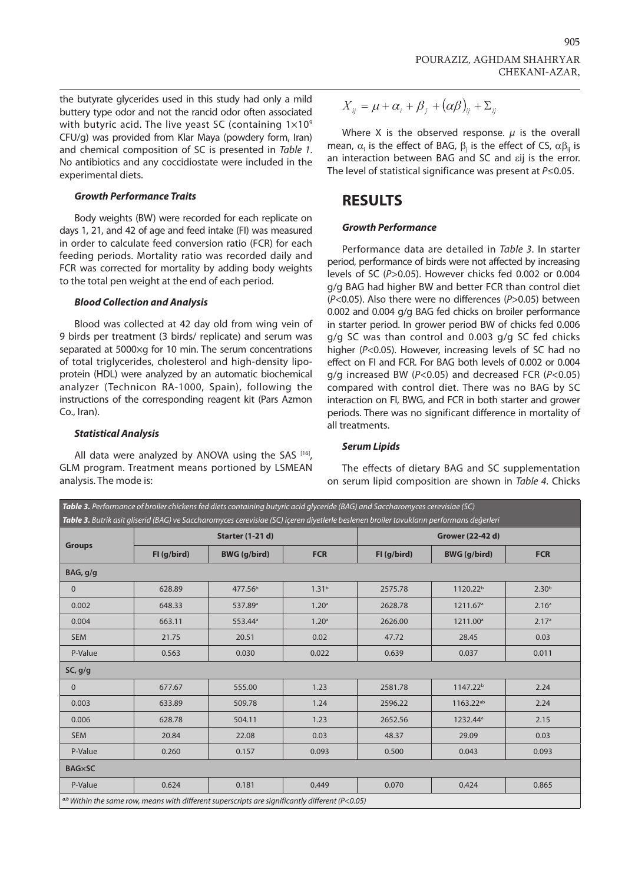the butyrate glycerides used in this study had only a mild buttery type odor and not the rancid odor often associated with butyric acid. The live yeast SC (containing $1\times10^9$ CFU/g) was provided from Klar Maya (powdery form, Iran) and chemical composition of SC is presented in *Table 1*. No antibiotics and any coccidiostate were included in the experimental diets.

#### *Growth Performance Traits*

Body weights (BW) were recorded for each replicate on days 1, 21, and 42 of age and feed intake (FI) was measured in order to calculate feed conversion ratio (FCR) for each feeding periods. Mortality ratio was recorded daily and FCR was corrected for mortality by adding body weights to the total pen weight at the end of each period.

#### *Blood Collection and Analysis*

Blood was collected at 42 day old from wing vein of 9 birds per treatment (3 birds/ replicate) and serum was separated at 5000×g for 10 min. The serum concentrations of total triglycerides, cholesterol and high-density lipoprotein (HDL) were analyzed by an automatic biochemical analyzer (Technicon RA-1000, Spain), following the instructions of the corresponding reagent kit (Pars Azmon Co., Iran).

#### *Statistical Analysis*

All data were analyzed by ANOVA using the SAS [16], GLM program. Treatment means portioned by LSMEAN analysis. The mode is:

$$X_{ij} = \mu + \alpha_i + \beta_j + (\alpha\beta)_{ij} + \Sigma_{ij}$$

Where X is the observed response. $\mu$ is the overall mean, $\alpha_i$ is the effect of BAG, $\beta_j$ is the effect of CS, $\alpha\beta_{ij}$ is an interaction between BAG and SC and $\varepsilon ij$ is the error. The level of statistical significance was present at $P\leq0.05$.

## RESULTS

#### *Growth Performance*

Performance data are detailed in *Table 3*. In starter period, performance of birds were not affected by increasing levels of SC ($P>0.05$). However chicks fed 0.002 or 0.004 g/g BAG had higher BW and better FCR than control diet ($P<0.05$). Also there were no differences ($P>0.05$) between 0.002 and 0.004 g/g BAG fed chicks on broiler performance in starter period. In grower period BW of chicks fed 0.006 g/g SC was than control and 0.003 g/g SC fed chicks higher ($P<0.05$). However, increasing levels of SC had no effect on FI and FCR. For BAG both levels of 0.002 or 0.004 g/g increased BW ($P<0.05$) and decreased FCR ($P<0.05$) compared with control diet. There was no BAG by SC interaction on FI, BWG, and FCR in both starter and grower periods. There was no significant difference in mortality of all treatments.

#### *Serum Lipids*

The effects of dietary BAG and SC supplementation on serum lipid composition are shown in *Table 4*. Chicks

***Table 3.*** *Performance of broiler chickens fed diets containing butyric acid glyceride (BAG) and Saccharomyces cerevisiae (SC)*

***Table 3.*** *Butrik asit gliserid (BAG) ve Saccharomyces cerevisiae (SC) içeren diyetlerle beslenen broiler tavukların performans değerleri*

| Groups | Starter (1-21 d) | | | Grower (22-42 d) | | |
|---|---|---|---|---|---|---|
| | FI (g/bird) | BWG (g/bird) | FCR | FI (g/bird) | BWG (g/bird) | FCR |
| **BAG, g/g** | | | | | | |
| 0 | 628.89 | 477.56[b] | 1.31[b] | 2575.78 | 1120.22[b] | 2.30[b] |
| 0.002 | 648.33 | 537.89[a] | 1.20[a] | 2628.78 | 1211.67[a] | 2.16[a] |
| 0.004 | 663.11 | 553.44[a] | 1.20[a] | 2626.00 | 1211.00[a] | 2.17[a] |
| SEM | 21.75 | 20.51 | 0.02 | 47.72 | 28.45 | 0.03 |
| P-Value | 0.563 | 0.030 | 0.022 | 0.639 | 0.037 | 0.011 |
| **SC, g/g** | | | | | | |
| 0 | 677.67 | 555.00 | 1.23 | 2581.78 | 1147.22[b] | 2.24 |
| 0.003 | 633.89 | 509.78 | 1.24 | 2596.22 | 1163.22[ab] | 2.24 |
| 0.006 | 628.78 | 504.11 | 1.23 | 2652.56 | 1232.44[a] | 2.15 |
| SEM | 20.84 | 22.08 | 0.03 | 48.37 | 29.09 | 0.03 |
| P-Value | 0.260 | 0.157 | 0.093 | 0.500 | 0.043 | 0.093 |
| **BAG×SC** | | | | | | |
| P-Value | 0.624 | 0.181 | 0.449 | 0.070 | 0.424 | 0.865 |

[a,b] *Within the same row, means with different superscripts are significantly different ($P<0.05$)*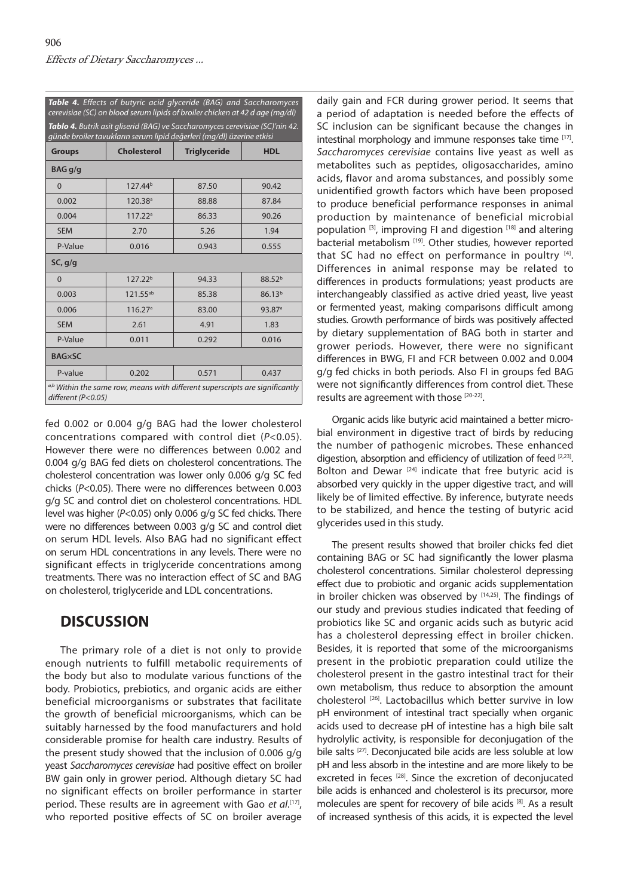***Table 4.** Effects of butyric acid glyceride (BAG) and Saccharomyces cerevisiae (SC) on blood serum lipids of broiler chicken at 42 d age (mg/dl)*

***Tablo 4.** Butrik asit gliserid (BAG) ve Saccharomyces cerevisiae (SC)'nin 42. günde broiler tavukların serum lipid değerleri (mg/dl) üzerine etkisi*

| Groups | Cholesterol | Triglyceride | HDL |
|---|---|---|---|
| **BAG g/g** | | | |
| 0 | 127.44[b] | 87.50 | 90.42 |
| 0.002 | 120.38[a] | 88.88 | 87.84 |
| 0.004 | 117.22[a] | 86.33 | 90.26 |
| SEM | 2.70 | 5.26 | 1.94 |
| P-Value | 0.016 | 0.943 | 0.555 |
| **SC, g/g** | | | |
| 0 | 127.22[b] | 94.33 | 88.52[b] |
| 0.003 | 121.55[ab] | 85.38 | 86.13[b] |
| 0.006 | 116.27[a] | 83.00 | 93.87[a] |
| SEM | 2.61 | 4.91 | 1.83 |
| P-Value | 0.011 | 0.292 | 0.016 |
| **BAG×SC** | | | |
| P-value | 0.202 | 0.571 | 0.437 |

*[a,b] Within the same row, means with different superscripts are significantly different ($P<0.05$)*

fed 0.002 or 0.004 g/g BAG had the lower cholesterol concentrations compared with control diet ($P<0.05$). However there were no differences between 0.002 and 0.004 g/g BAG fed diets on cholesterol concentrations. The cholesterol concentration was lower only 0.006 g/g SC fed chicks ($P<0.05$). There were no differences between 0.003 g/g SC and control diet on cholesterol concentrations. HDL level was higher ($P<0.05$) only 0.006 g/g SC fed chicks. There were no differences between 0.003 g/g SC and control diet on serum HDL levels. Also BAG had no significant effect on serum HDL concentrations in any levels. There were no significant effects in triglyceride concentrations among treatments. There was no interaction effect of SC and BAG on cholesterol, triglyceride and LDL concentrations.

## DISCUSSION

The primary role of a diet is not only to provide enough nutrients to fulfill metabolic requirements of the body but also to modulate various functions of the body. Probiotics, prebiotics, or organic acids are either beneficial microorganisms or substrates that facilitate the growth of beneficial microorganisms, which can be suitably harnessed by the food manufacturers and hold considerable promise for health care industry. Results of the present study showed that the inclusion of 0.006 g/g yeast *Saccharomyces cerevisiae* had positive effect on broiler BW gain only in grower period. Although dietary SC had no significant effects on broiler performance in starter period. These results are in agreement with Gao *et al*.[17], who reported positive effects of SC on broiler average daily gain and FCR during grower period. It seems that a period of adaptation is needed before the effects of SC inclusion can be significant because the changes in intestinal morphology and immune responses take time [17]. *Saccharomyces cerevisiae* contains live yeast as well as metabolites such as peptides, oligosaccharides, amino acids, flavor and aroma substances, and possibly some unidentified growth factors which have been proposed to produce beneficial performance responses in animal production by maintenance of beneficial microbial population [3], improving FI and digestion [18] and altering bacterial metabolism [19]. Other studies, however reported that SC had no effect on performance in poultry [4]. Differences in animal response may be related to differences in products formulations; yeast products are interchangeably classified as active dried yeast, live yeast or fermented yeast, making comparisons difficult among studies. Growth performance of birds was positively affected by dietary supplementation of BAG both in starter and grower periods. However, there were no significant differences in BWG, FI and FCR between 0.002 and 0.004 g/g fed chicks in both periods. Also FI in groups fed BAG were not significantly differences from control diet. These results are agreement with those [20-22].

Organic acids like butyric acid maintained a better microbial environment in digestive tract of birds by reducing the number of pathogenic microbes. These enhanced digestion, absorption and efficiency of utilization of feed [2,23]. Bolton and Dewar [24] indicate that free butyric acid is absorbed very quickly in the upper digestive tract, and will likely be of limited effective. By inference, butyrate needs to be stabilized, and hence the testing of butyric acid glycerides used in this study.

The present results showed that broiler chicks fed diet containing BAG or SC had significantly the lower plasma cholesterol concentrations. Similar cholesterol depressing effect due to probiotic and organic acids supplementation in broiler chicken was observed by [14,25]. The findings of our study and previous studies indicated that feeding of probiotics like SC and organic acids such as butyric acid has a cholesterol depressing effect in broiler chicken. Besides, it is reported that some of the microorganisms present in the probiotic preparation could utilize the cholesterol present in the gastro intestinal tract for their own metabolism, thus reduce to absorption the amount cholesterol [26]. Lactobacillus which better survive in low pH environment of intestinal tract specially when organic acids used to decrease pH of intestine has a high bile salt hydrolylic activity, is responsible for deconjugation of the bile salts [27]. Deconjucated bile acids are less soluble at low pH and less absorb in the intestine and are more likely to be excreted in feces [28]. Since the excretion of deconjucated bile acids is enhanced and cholesterol is its precursor, more molecules are spent for recovery of bile acids [8]. As a result of increased synthesis of this acids, it is expected the level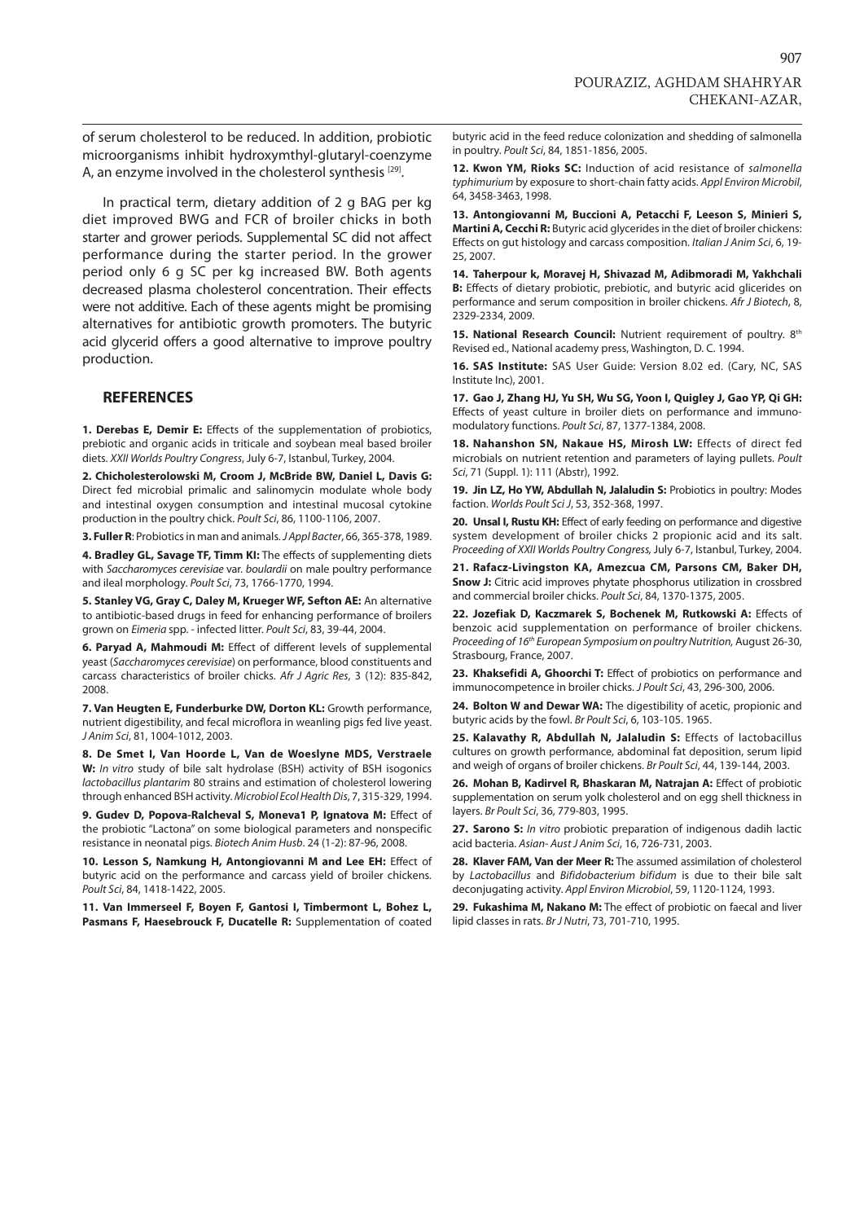of serum cholesterol to be reduced. In addition, probiotic microorganisms inhibit hydroxymthyl-glutaryl-coenzyme A, an enzyme involved in the cholesterol synthesis [29].

In practical term, dietary addition of 2 g BAG per kg diet improved BWG and FCR of broiler chicks in both starter and grower periods. Supplemental SC did not affect performance during the starter period. In the grower period only 6 g SC per kg increased BW. Both agents decreased plasma cholesterol concentration. Their effects were not additive. Each of these agents might be promising alternatives for antibiotic growth promoters. The butyric acid glycerid offers a good alternative to improve poultry production.

## REFERENCES

**1. Derebas E, Demir E:** Effects of the supplementation of probiotics, prebiotic and organic acids in triticale and soybean meal based broiler diets. *XXII Worlds Poultry Congress*, July 6-7, Istanbul, Turkey, 2004.

**2. Chicholesterolowski M, Croom J, McBride BW, Daniel L, Davis G:** Direct fed microbial primalic and salinomycin modulate whole body and intestinal oxygen consumption and intestinal mucosal cytokine production in the poultry chick. *Poult Sci*, 86, 1100-1106, 2007.

**3. Fuller R**: Probiotics in man and animals. *J Appl Bacter*, 66, 365-378, 1989.

**4. Bradley GL, Savage TF, Timm KI:** The effects of supplementing diets with *Saccharomyces cerevisiae* var. *boulardii* on male poultry performance and ileal morphology. *Poult Sci*, 73, 1766-1770, 1994.

**5. Stanley VG, Gray C, Daley M, Krueger WF, Sefton AE:** An alternative to antibiotic-based drugs in feed for enhancing performance of broilers grown on *Eimeria* spp. - infected litter. *Poult Sci*, 83, 39-44, 2004.

**6. Paryad A, Mahmoudi M:** Effect of different levels of supplemental yeast (*Saccharomyces cerevisiae*) on performance, blood constituents and carcass characteristics of broiler chicks. *Afr J Agric Res*, 3 (12): 835-842, 2008.

**7. Van Heugten E, Funderburke DW, Dorton KL:** Growth performance, nutrient digestibility, and fecal microflora in weanling pigs fed live yeast. *J Anim Sci*, 81, 1004-1012, 2003.

**8. De Smet I, Van Hoorde L, Van de Woeslyne MDS, Verstraele W:** *In vitro* study of bile salt hydrolase (BSH) activity of BSH isogonics *lactobacillus plantarim* 80 strains and estimation of cholesterol lowering through enhanced BSH activity. *Microbiol Ecol Health Dis*, 7, 315-329, 1994.

**9. Gudev D, Popova-Ralcheval S, Moneva1 P, Ignatova M:** Effect of the probiotic "Lactona" on some biological parameters and nonspecific resistance in neonatal pigs. *Biotech Anim Husb*. 24 (1-2): 87-96, 2008.

**10. Lesson S, Namkung H, Antongiovanni M and Lee EH:** Effect of butyric acid on the performance and carcass yield of broiler chickens. *Poult Sci*, 84, 1418-1422, 2005.

**11. Van Immerseel F, Boyen F, Gantosi I, Timbermont L, Bohez L, Pasmans F, Haesebrouck F, Ducatelle R:** Supplementation of coated butyric acid in the feed reduce colonization and shedding of salmonella in poultry. *Poult Sci*, 84, 1851-1856, 2005.

**12. Kwon YM, Rioks SC:** Induction of acid resistance of *salmonella typhimurium* by exposure to short-chain fatty acids. *Appl Environ Microbil*, 64, 3458-3463, 1998.

**13. Antongiovanni M, Buccioni A, Petacchi F, Leeson S, Minieri S, Martini A, Cecchi R:** Butyric acid glycerides in the diet of broiler chickens: Effects on gut histology and carcass composition. *Italian J Anim Sci*, 6, 19-25, 2007.

**14. Taherpour k, Moravej H, Shivazad M, Adibmoradi M, Yakhchali B:** Effects of dietary probiotic, prebiotic, and butyric acid glicerides on performance and serum composition in broiler chickens. *Afr J Biotech*, 8, 2329-2334, 2009.

**15. National Research Council:** Nutrient requirement of poultry. 8th Revised ed., National academy press, Washington, D. C. 1994.

**16. SAS Institute:** SAS User Guide: Version 8.02 ed. (Cary, NC, SAS Institute Inc), 2001.

**17. Gao J, Zhang HJ, Yu SH, Wu SG, Yoon I, Quigley J, Gao YP, Qi GH:** Effects of yeast culture in broiler diets on performance and immunomodulatory functions. *Poult Sci*, 87, 1377-1384, 2008.

**18. Nahanshon SN, Nakaue HS, Mirosh LW:** Effects of direct fed microbials on nutrient retention and parameters of laying pullets. *Poult Sci*, 71 (Suppl. 1): 111 (Abstr), 1992.

**19. Jin LZ, Ho YW, Abdullah N, Jalaludin S:** Probiotics in poultry: Modes faction. *Worlds Poult Sci J*, 53, 352-368, 1997.

**20. Unsal I, Rustu KH:** Effect of early feeding on performance and digestive system development of broiler chicks 2 propionic acid and its salt. *Proceeding of XXII Worlds Poultry Congress,* July 6-7, Istanbul, Turkey, 2004.

**21. Rafacz-Livingston KA, Amezcua CM, Parsons CM, Baker DH, Snow J:** Citric acid improves phytate phosphorus utilization in crossbred and commercial broiler chicks. *Poult Sci*, 84, 1370-1375, 2005.

**22. Jozefiak D, Kaczmarek S, Bochenek M, Rutkowski A:** Effects of benzoic acid supplementation on performance of broiler chickens. *Proceeding of 16th European Symposium on poultry Nutrition,* August 26-30, Strasbourg, France, 2007.

**23. Khaksefidi A, Ghoorchi T:** Effect of probiotics on performance and immunocompetence in broiler chicks. *J Poult Sci*, 43, 296-300, 2006.

**24. Bolton W and Dewar WA:** The digestibility of acetic, propionic and butyric acids by the fowl. *Br Poult Sci*, 6, 103-105. 1965.

**25. Kalavathy R, Abdullah N, Jalaludin S:** Effects of lactobacillus cultures on growth performance, abdominal fat deposition, serum lipid and weigh of organs of broiler chickens. *Br Poult Sci*, 44, 139-144, 2003.

**26. Mohan B, Kadirvel R, Bhaskaran M, Natrajan A:** Effect of probiotic supplementation on serum yolk cholesterol and on egg shell thickness in layers. *Br Poult Sci*, 36, 779-803, 1995.

**27. Sarono S:** *In vitro* probiotic preparation of indigenous dadih lactic acid bacteria. *Asian- Aust J Anim Sci*, 16, 726-731, 2003.

**28. Klaver FAM, Van der Meer R:** The assumed assimilation of cholesterol by *Lactobacillus* and *Bifidobacterium bifidum* is due to their bile salt deconjugating activity. *Appl Environ Microbiol*, 59, 1120-1124, 1993.

**29. Fukashima M, Nakano M:** The effect of probiotic on faecal and liver lipid classes in rats. *Br J Nutri*, 73, 701-710, 1995.